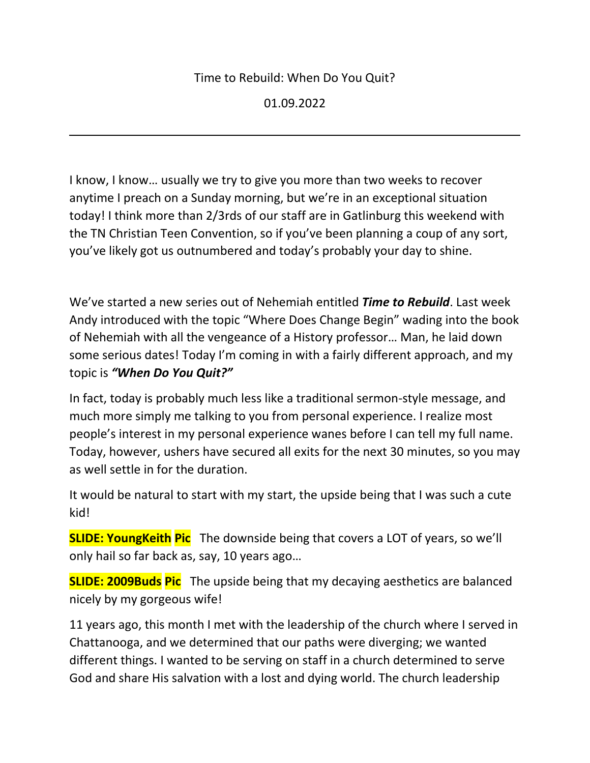Time to Rebuild: When Do You Quit?

01.09.2022

---

I know, I know… usually we try to give you more than two weeks to recover anytime I preach on a Sunday morning, but we're in an exceptional situation today! I think more than 2/3rds of our staff are in Gatlinburg this weekend with the TN Christian Teen Convention, so if you've been planning a coup of any sort, you've likely got us outnumbered and today's probably your day to shine.

We've started a new series out of Nehemiah entitled ***Time to Rebuild***. Last week Andy introduced with the topic "Where Does Change Begin" wading into the book of Nehemiah with all the vengeance of a History professor… Man, he laid down some serious dates! Today I'm coming in with a fairly different approach, and my topic is ***"When Do You Quit?"***

In fact, today is probably much less like a traditional sermon-style message, and much more simply me talking to you from personal experience. I realize most people's interest in my personal experience wanes before I can tell my full name. Today, however, ushers have secured all exits for the next 30 minutes, so you may as well settle in for the duration.

It would be natural to start with my start, the upside being that I was such a cute kid!

**SLIDE: YoungKeith Pic** The downside being that covers a LOT of years, so we'll only hail so far back as, say, 10 years ago…

**SLIDE: 2009Buds Pic** The upside being that my decaying aesthetics are balanced nicely by my gorgeous wife!

11 years ago, this month I met with the leadership of the church where I served in Chattanooga, and we determined that our paths were diverging; we wanted different things. I wanted to be serving on staff in a church determined to serve God and share His salvation with a lost and dying world. The church leadership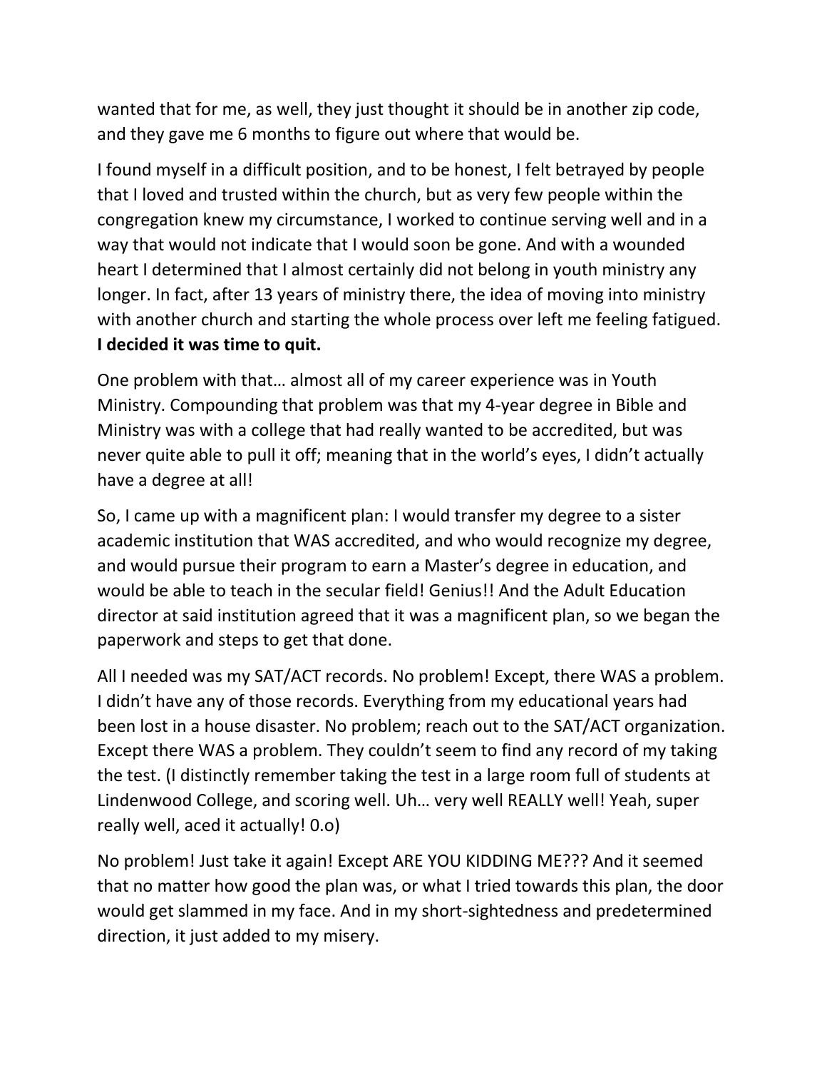wanted that for me, as well, they just thought it should be in another zip code, and they gave me 6 months to figure out where that would be.

I found myself in a difficult position, and to be honest, I felt betrayed by people that I loved and trusted within the church, but as very few people within the congregation knew my circumstance, I worked to continue serving well and in a way that would not indicate that I would soon be gone. And with a wounded heart I determined that I almost certainly did not belong in youth ministry any longer. In fact, after 13 years of ministry there, the idea of moving into ministry with another church and starting the whole process over left me feeling fatigued. **I decided it was time to quit.**

One problem with that… almost all of my career experience was in Youth Ministry. Compounding that problem was that my 4-year degree in Bible and Ministry was with a college that had really wanted to be accredited, but was never quite able to pull it off; meaning that in the world's eyes, I didn't actually have a degree at all!

So, I came up with a magnificent plan: I would transfer my degree to a sister academic institution that WAS accredited, and who would recognize my degree, and would pursue their program to earn a Master's degree in education, and would be able to teach in the secular field! Genius!! And the Adult Education director at said institution agreed that it was a magnificent plan, so we began the paperwork and steps to get that done.

All I needed was my SAT/ACT records. No problem! Except, there WAS a problem. I didn't have any of those records. Everything from my educational years had been lost in a house disaster. No problem; reach out to the SAT/ACT organization. Except there WAS a problem. They couldn't seem to find any record of my taking the test. (I distinctly remember taking the test in a large room full of students at Lindenwood College, and scoring well. Uh… very well REALLY well! Yeah, super really well, aced it actually! 0.o)

No problem! Just take it again! Except ARE YOU KIDDING ME??? And it seemed that no matter how good the plan was, or what I tried towards this plan, the door would get slammed in my face. And in my short-sightedness and predetermined direction, it just added to my misery.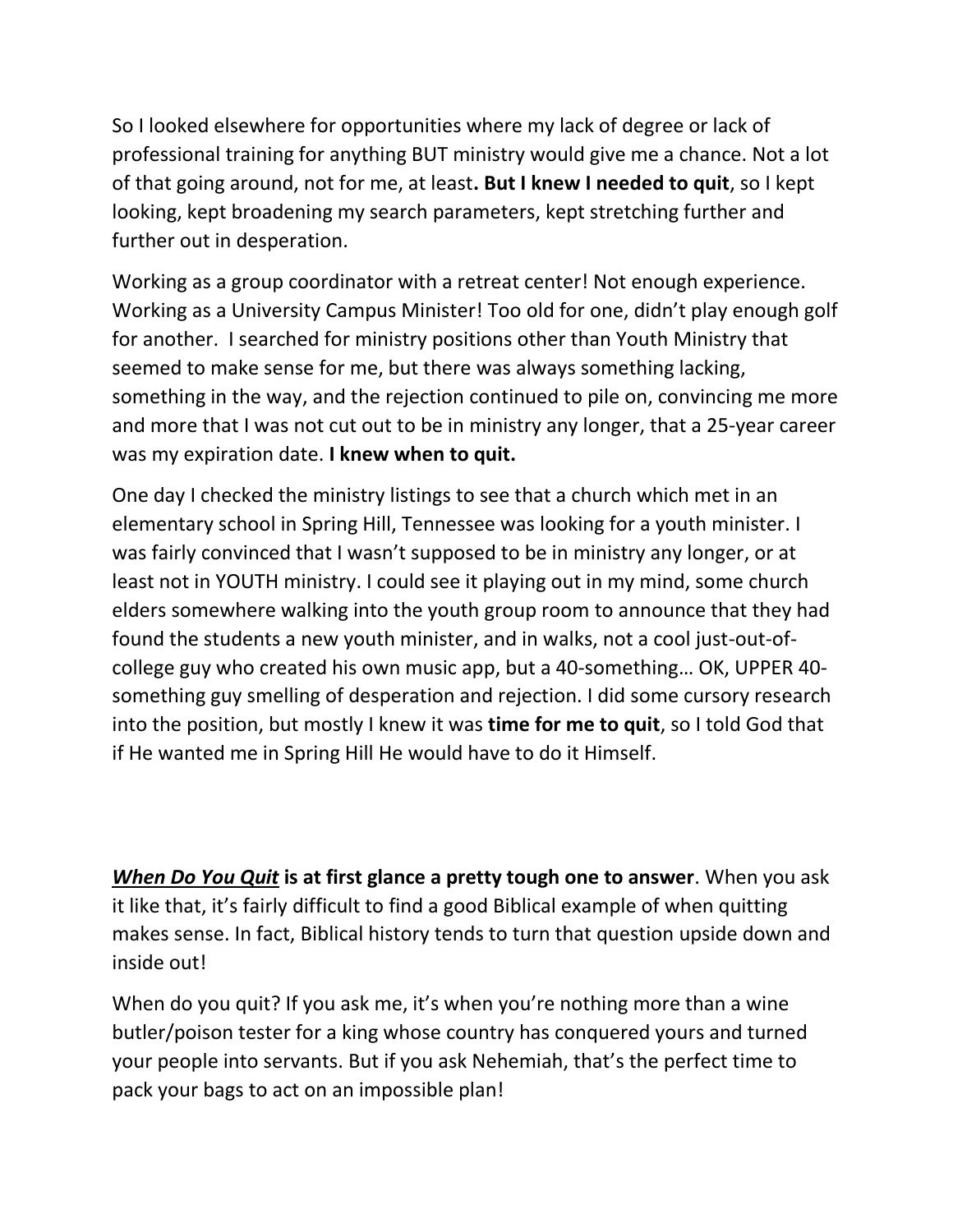So I looked elsewhere for opportunities where my lack of degree or lack of professional training for anything BUT ministry would give me a chance. Not a lot of that going around, not for me, at least**. But I knew I needed to quit**, so I kept looking, kept broadening my search parameters, kept stretching further and further out in desperation.

Working as a group coordinator with a retreat center! Not enough experience. Working as a University Campus Minister! Too old for one, didn't play enough golf for another. I searched for ministry positions other than Youth Ministry that seemed to make sense for me, but there was always something lacking, something in the way, and the rejection continued to pile on, convincing me more and more that I was not cut out to be in ministry any longer, that a 25-year career was my expiration date. **I knew when to quit.**

One day I checked the ministry listings to see that a church which met in an elementary school in Spring Hill, Tennessee was looking for a youth minister. I was fairly convinced that I wasn't supposed to be in ministry any longer, or at least not in YOUTH ministry. I could see it playing out in my mind, some church elders somewhere walking into the youth group room to announce that they had found the students a new youth minister, and in walks, not a cool just-out-of-college guy who created his own music app, but a 40-something… OK, UPPER 40-something guy smelling of desperation and rejection. I did some cursory research into the position, but mostly I knew it was **time for me to quit**, so I told God that if He wanted me in Spring Hill He would have to do it Himself.

***<u>When Do You Quit</u>*** **is at first glance a pretty tough one to answer**. When you ask it like that, it's fairly difficult to find a good Biblical example of when quitting makes sense. In fact, Biblical history tends to turn that question upside down and inside out!

When do you quit? If you ask me, it's when you're nothing more than a wine butler/poison tester for a king whose country has conquered yours and turned your people into servants. But if you ask Nehemiah, that's the perfect time to pack your bags to act on an impossible plan!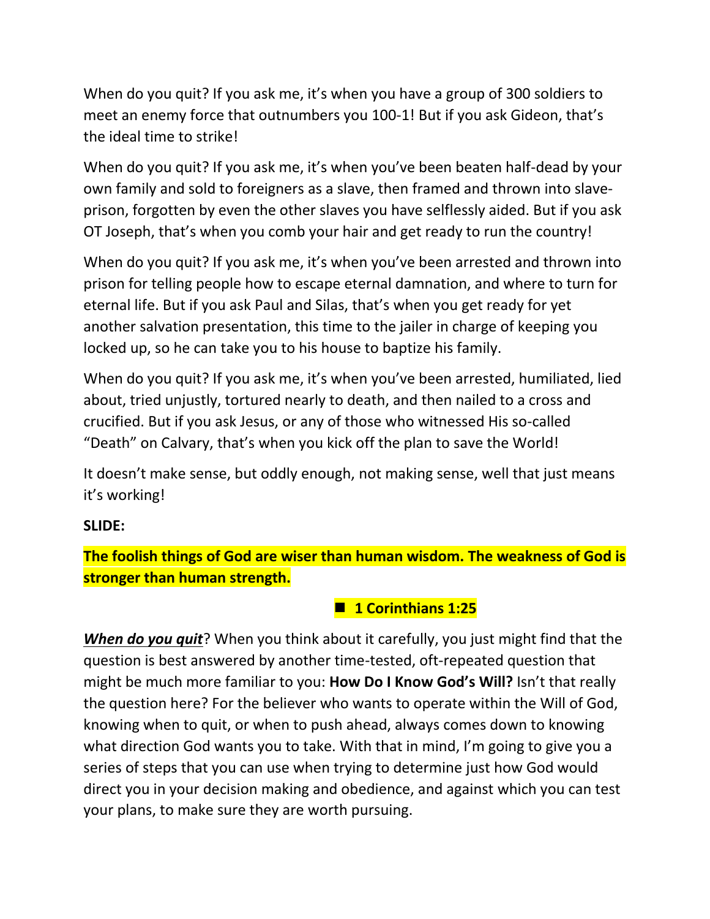When do you quit? If you ask me, it's when you have a group of 300 soldiers to meet an enemy force that outnumbers you 100-1! But if you ask Gideon, that's the ideal time to strike!

When do you quit? If you ask me, it's when you've been beaten half-dead by your own family and sold to foreigners as a slave, then framed and thrown into slave-prison, forgotten by even the other slaves you have selflessly aided. But if you ask OT Joseph, that's when you comb your hair and get ready to run the country!

When do you quit? If you ask me, it's when you've been arrested and thrown into prison for telling people how to escape eternal damnation, and where to turn for eternal life. But if you ask Paul and Silas, that's when you get ready for yet another salvation presentation, this time to the jailer in charge of keeping you locked up, so he can take you to his house to baptize his family.

When do you quit? If you ask me, it's when you've been arrested, humiliated, lied about, tried unjustly, tortured nearly to death, and then nailed to a cross and crucified. But if you ask Jesus, or any of those who witnessed His so-called "Death" on Calvary, that's when you kick off the plan to save the World!

It doesn't make sense, but oddly enough, not making sense, well that just means it's working!

**SLIDE:**

**The foolish things of God are wiser than human wisdom. The weakness of God is stronger than human strength.**

- **1 Corinthians 1:25**

***<u>When do you quit</u>***? When you think about it carefully, you just might find that the question is best answered by another time-tested, oft-repeated question that might be much more familiar to you: **How Do I Know God's Will?** Isn't that really the question here? For the believer who wants to operate within the Will of God, knowing when to quit, or when to push ahead, always comes down to knowing what direction God wants you to take. With that in mind, I'm going to give you a series of steps that you can use when trying to determine just how God would direct you in your decision making and obedience, and against which you can test your plans, to make sure they are worth pursuing.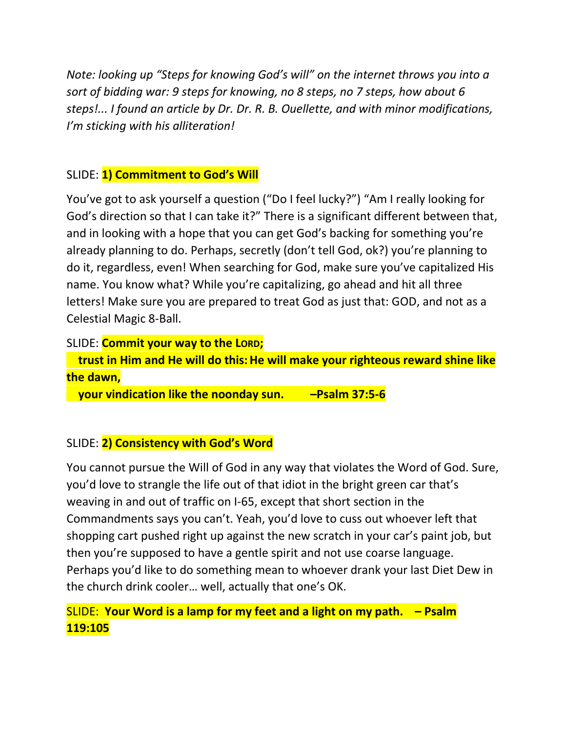*Note: looking up "Steps for knowing God's will" on the internet throws you into a sort of bidding war: 9 steps for knowing, no 8 steps, no 7 steps, how about 6 steps!... I found an article by Dr. Dr. R. B. Ouellette, and with minor modifications, I'm sticking with his alliteration!*

SLIDE: **1) Commitment to God's Will**

You've got to ask yourself a question ("Do I feel lucky?") "Am I really looking for God's direction so that I can take it?" There is a significant different between that, and in looking with a hope that you can get God's backing for something you're already planning to do. Perhaps, secretly (don't tell God, ok?) you're planning to do it, regardless, even! When searching for God, make sure you've capitalized His name. You know what? While you're capitalizing, go ahead and hit all three letters! Make sure you are prepared to treat God as just that: GOD, and not as a Celestial Magic 8-Ball.

SLIDE: **Commit your way to the LORD;
trust in Him and He will do this: He will make your righteous reward shine like the dawn,
your vindication like the noonday sun. –Psalm 37:5-6**

SLIDE: **2) Consistency with God's Word**

You cannot pursue the Will of God in any way that violates the Word of God. Sure, you'd love to strangle the life out of that idiot in the bright green car that's weaving in and out of traffic on I-65, except that short section in the Commandments says you can't. Yeah, you'd love to cuss out whoever left that shopping cart pushed right up against the new scratch in your car's paint job, but then you're supposed to have a gentle spirit and not use coarse language. Perhaps you'd like to do something mean to whoever drank your last Diet Dew in the church drink cooler… well, actually that one's OK.

SLIDE: **Your Word is a lamp for my feet and a light on my path. – Psalm 119:105**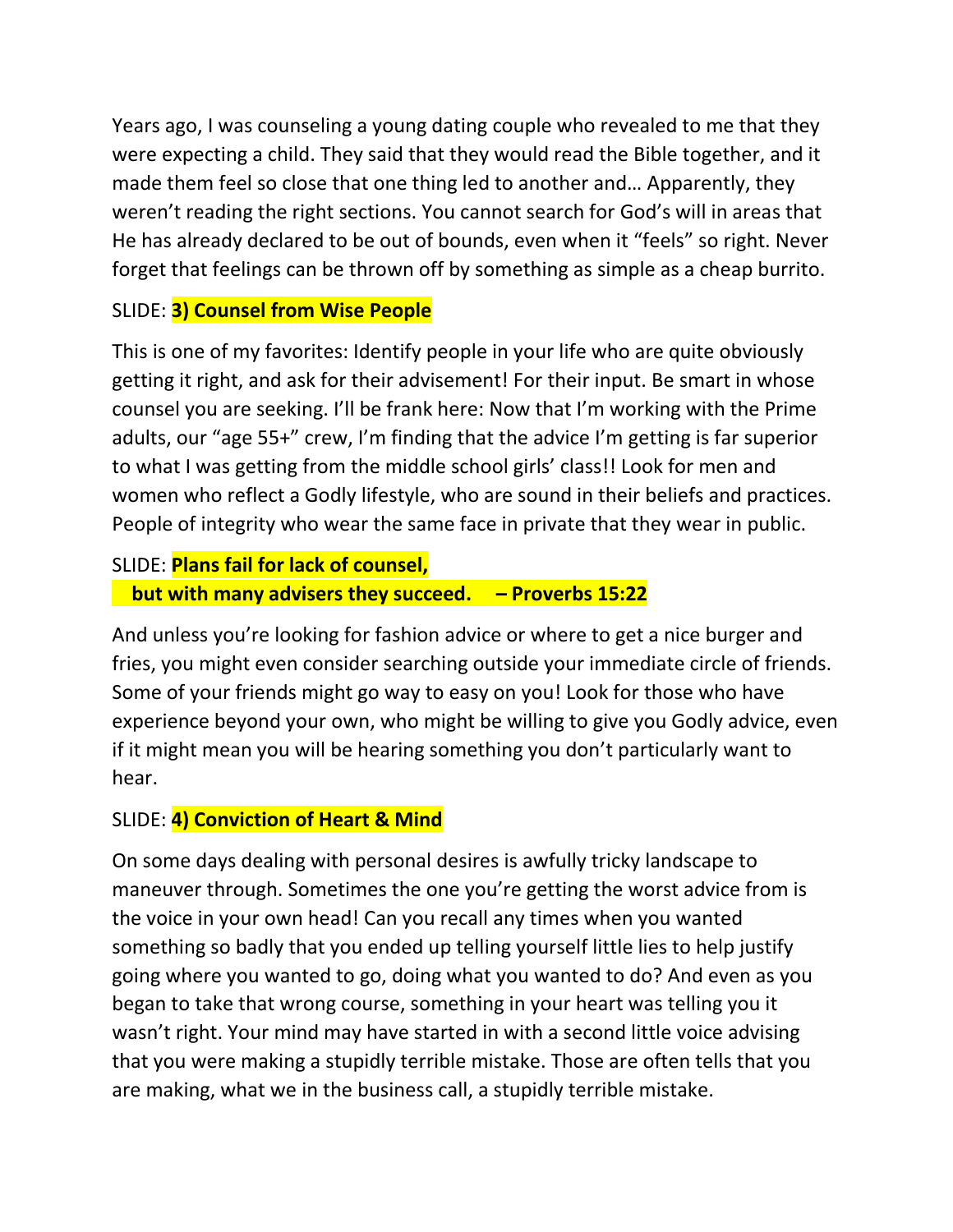Years ago, I was counseling a young dating couple who revealed to me that they were expecting a child. They said that they would read the Bible together, and it made them feel so close that one thing led to another and… Apparently, they weren't reading the right sections. You cannot search for God's will in areas that He has already declared to be out of bounds, even when it "feels" so right. Never forget that feelings can be thrown off by something as simple as a cheap burrito.

SLIDE: **3) Counsel from Wise People**

This is one of my favorites: Identify people in your life who are quite obviously getting it right, and ask for their advisement! For their input. Be smart in whose counsel you are seeking. I'll be frank here: Now that I'm working with the Prime adults, our "age 55+" crew, I'm finding that the advice I'm getting is far superior to what I was getting from the middle school girls' class!! Look for men and women who reflect a Godly lifestyle, who are sound in their beliefs and practices. People of integrity who wear the same face in private that they wear in public.

SLIDE: **Plans fail for lack of counsel,**
**but with many advisers they succeed. – Proverbs 15:22**

And unless you're looking for fashion advice or where to get a nice burger and fries, you might even consider searching outside your immediate circle of friends. Some of your friends might go way to easy on you! Look for those who have experience beyond your own, who might be willing to give you Godly advice, even if it might mean you will be hearing something you don't particularly want to hear.

SLIDE: **4) Conviction of Heart & Mind**

On some days dealing with personal desires is awfully tricky landscape to maneuver through. Sometimes the one you're getting the worst advice from is the voice in your own head! Can you recall any times when you wanted something so badly that you ended up telling yourself little lies to help justify going where you wanted to go, doing what you wanted to do? And even as you began to take that wrong course, something in your heart was telling you it wasn't right. Your mind may have started in with a second little voice advising that you were making a stupidly terrible mistake. Those are often tells that you are making, what we in the business call, a stupidly terrible mistake.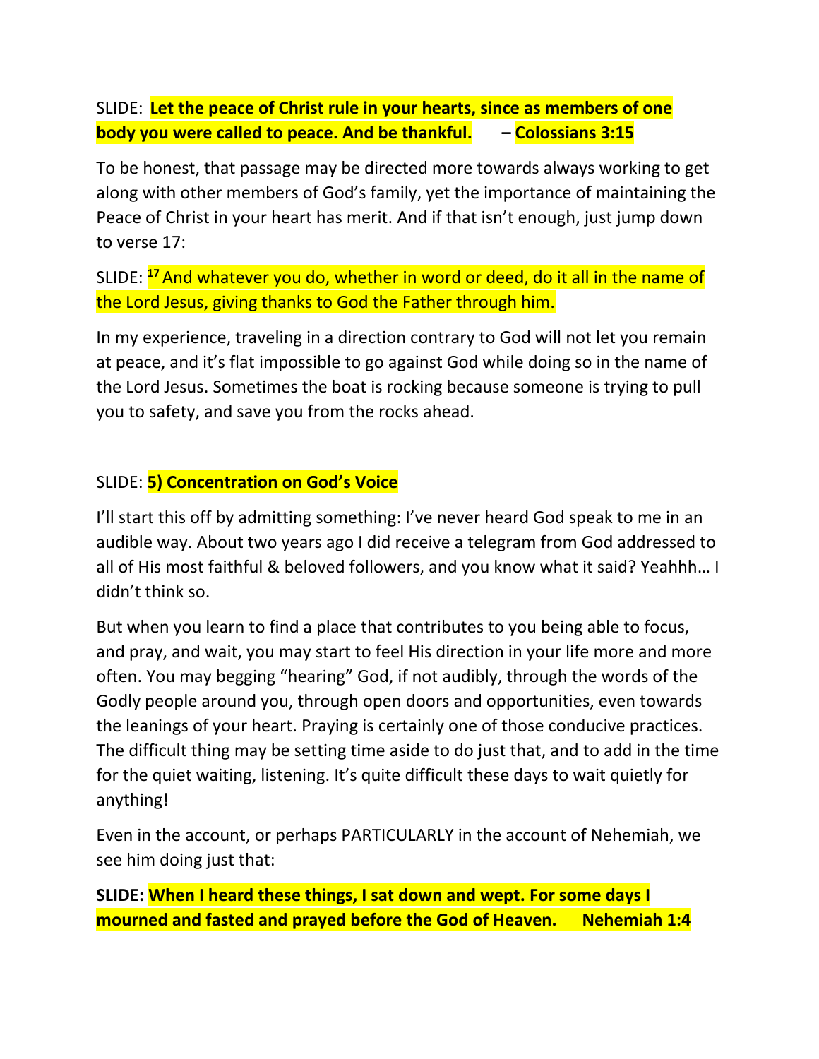SLIDE: **Let the peace of Christ rule in your hearts, since as members of one body you were called to peace. And be thankful. – Colossians 3:15**

To be honest, that passage may be directed more towards always working to get along with other members of God's family, yet the importance of maintaining the Peace of Christ in your heart has merit. And if that isn't enough, just jump down to verse 17:

SLIDE: [17] And whatever you do, whether in word or deed, do it all in the name of the Lord Jesus, giving thanks to God the Father through him.

In my experience, traveling in a direction contrary to God will not let you remain at peace, and it's flat impossible to go against God while doing so in the name of the Lord Jesus. Sometimes the boat is rocking because someone is trying to pull you to safety, and save you from the rocks ahead.

SLIDE: **5) Concentration on God's Voice**

I'll start this off by admitting something: I've never heard God speak to me in an audible way. About two years ago I did receive a telegram from God addressed to all of His most faithful & beloved followers, and you know what it said? Yeahhh… I didn't think so.

But when you learn to find a place that contributes to you being able to focus, and pray, and wait, you may start to feel His direction in your life more and more often. You may begging "hearing" God, if not audibly, through the words of the Godly people around you, through open doors and opportunities, even towards the leanings of your heart. Praying is certainly one of those conducive practices. The difficult thing may be setting time aside to do just that, and to add in the time for the quiet waiting, listening. It's quite difficult these days to wait quietly for anything!

Even in the account, or perhaps PARTICULARLY in the account of Nehemiah, we see him doing just that:

**SLIDE: When I heard these things, I sat down and wept. For some days I mourned and fasted and prayed before the God of Heaven. Nehemiah 1:4**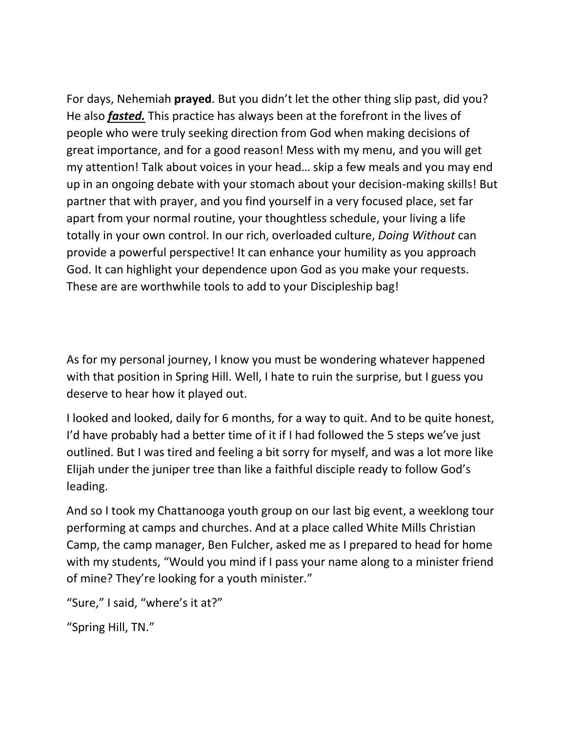For days, Nehemiah **prayed**. But you didn't let the other thing slip past, did you? He also ***fasted.*** This practice has always been at the forefront in the lives of people who were truly seeking direction from God when making decisions of great importance, and for a good reason! Mess with my menu, and you will get my attention! Talk about voices in your head… skip a few meals and you may end up in an ongoing debate with your stomach about your decision-making skills! But partner that with prayer, and you find yourself in a very focused place, set far apart from your normal routine, your thoughtless schedule, your living a life totally in your own control. In our rich, overloaded culture, *Doing Without* can provide a powerful perspective! It can enhance your humility as you approach God. It can highlight your dependence upon God as you make your requests. These are are worthwhile tools to add to your Discipleship bag!

As for my personal journey, I know you must be wondering whatever happened with that position in Spring Hill. Well, I hate to ruin the surprise, but I guess you deserve to hear how it played out.

I looked and looked, daily for 6 months, for a way to quit. And to be quite honest, I'd have probably had a better time of it if I had followed the 5 steps we've just outlined. But I was tired and feeling a bit sorry for myself, and was a lot more like Elijah under the juniper tree than like a faithful disciple ready to follow God's leading.

And so I took my Chattanooga youth group on our last big event, a weeklong tour performing at camps and churches. And at a place called White Mills Christian Camp, the camp manager, Ben Fulcher, asked me as I prepared to head for home with my students, "Would you mind if I pass your name along to a minister friend of mine? They're looking for a youth minister."

"Sure," I said, "where's it at?"

"Spring Hill, TN."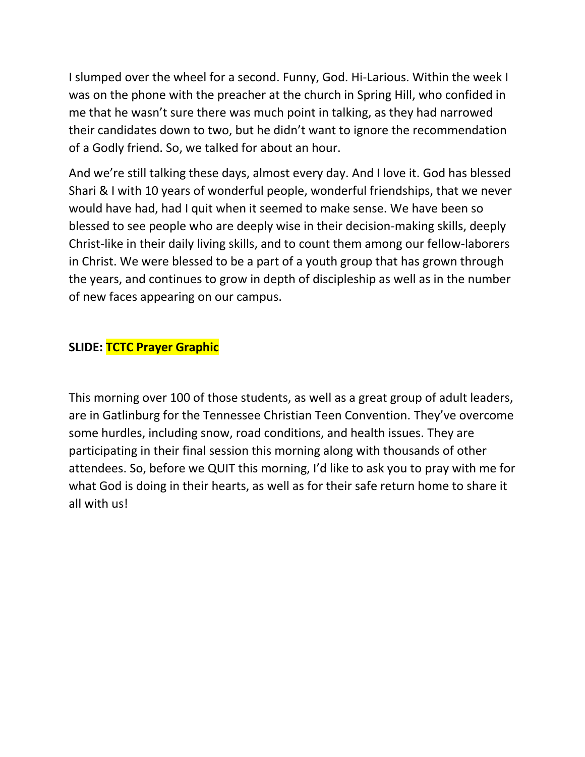I slumped over the wheel for a second. Funny, God. Hi-Larious. Within the week I was on the phone with the preacher at the church in Spring Hill, who confided in me that he wasn't sure there was much point in talking, as they had narrowed their candidates down to two, but he didn't want to ignore the recommendation of a Godly friend. So, we talked for about an hour.

And we're still talking these days, almost every day. And I love it. God has blessed Shari & I with 10 years of wonderful people, wonderful friendships, that we never would have had, had I quit when it seemed to make sense. We have been so blessed to see people who are deeply wise in their decision-making skills, deeply Christ-like in their daily living skills, and to count them among our fellow-laborers in Christ. We were blessed to be a part of a youth group that has grown through the years, and continues to grow in depth of discipleship as well as in the number of new faces appearing on our campus.

**SLIDE: TCTC Prayer Graphic**

This morning over 100 of those students, as well as a great group of adult leaders, are in Gatlinburg for the Tennessee Christian Teen Convention. They've overcome some hurdles, including snow, road conditions, and health issues. They are participating in their final session this morning along with thousands of other attendees. So, before we QUIT this morning, I'd like to ask you to pray with me for what God is doing in their hearts, as well as for their safe return home to share it all with us!